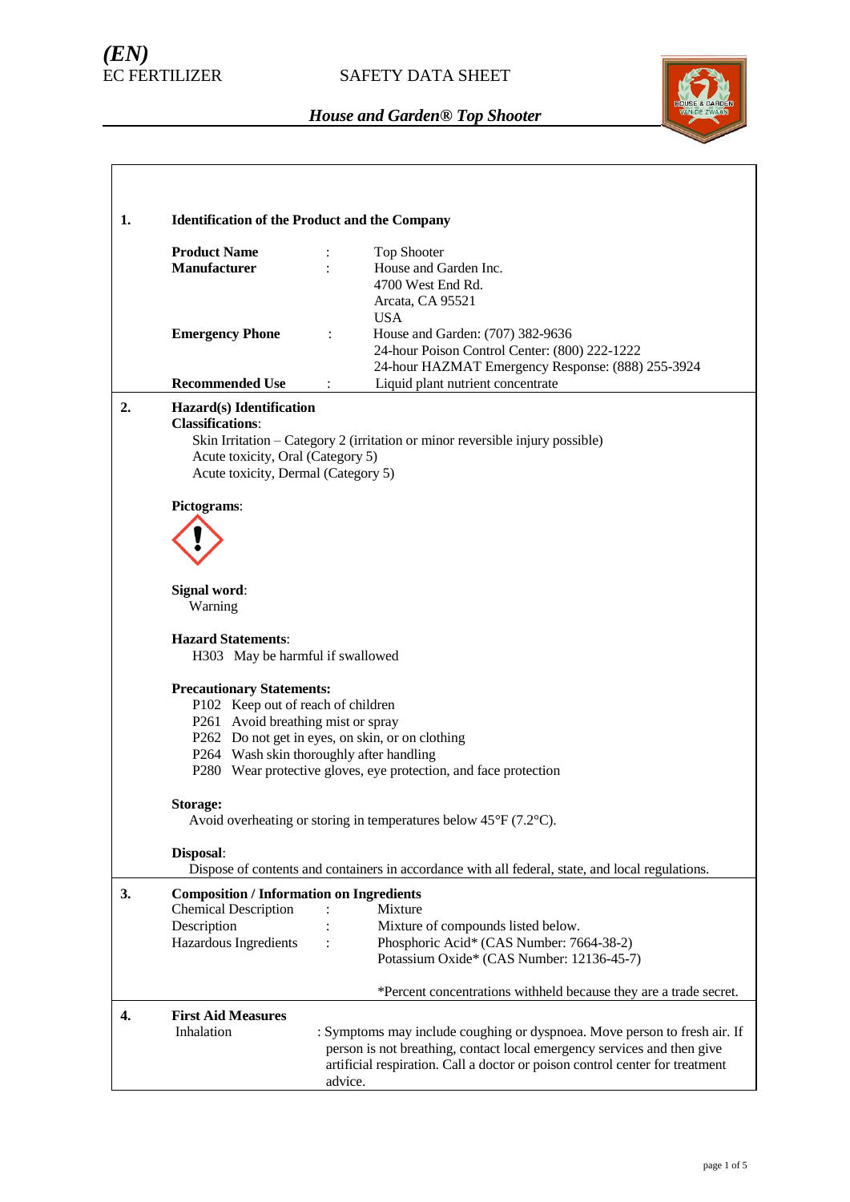*(EN)*
EC FERTILIZER

SAFETY DATA SHEET

***House and Garden® Top Shooter***

## 1. Identification of the Product and the Company

| | | |
|---|---|---|
| **Product Name** | : | Top Shooter |
| **Manufacturer** | : | House and Garden Inc.<br>4700 West End Rd.<br>Arcata, CA 95521<br>USA |
| **Emergency Phone** | : | House and Garden: (707) 382-9636<br>24-hour Poison Control Center: (800) 222-1222<br>24-hour HAZMAT Emergency Response: (888) 255-3924 |
| **Recommended Use** | : | Liquid plant nutrient concentrate |

## 2. Hazard(s) Identification

**Classifications**:

Skin Irritation – Category 2 (irritation or minor reversible injury possible)
Acute toxicity, Oral (Category 5)
Acute toxicity, Dermal (Category 5)

**Pictograms**:

**Signal word**:
Warning

**Hazard Statements**:
H303 May be harmful if swallowed

**Precautionary Statements:**
- P102 Keep out of reach of children
- P261 Avoid breathing mist or spray
- P262 Do not get in eyes, on skin, or on clothing
- P264 Wash skin thoroughly after handling
- P280 Wear protective gloves, eye protection, and face protection

**Storage:**
Avoid overheating or storing in temperatures below 45°F (7.2°C).

**Disposal**:
Dispose of contents and containers in accordance with all federal, state, and local regulations.

## 3. Composition / Information on Ingredients

| | | |
|---|---|---|
| Chemical Description | : | Mixture |
| Description | : | Mixture of compounds listed below. |
| Hazardous Ingredients | : | Phosphoric Acid* (CAS Number: 7664-38-2)<br>Potassium Oxide* (CAS Number: 12136-45-7) |

*Percent concentrations withheld because they are a trade secret.

## 4. First Aid Measures

Inhalation : Symptoms may include coughing or dyspnoea. Move person to fresh air. If person is not breathing, contact local emergency services and then give artificial respiration. Call a doctor or poison control center for treatment advice.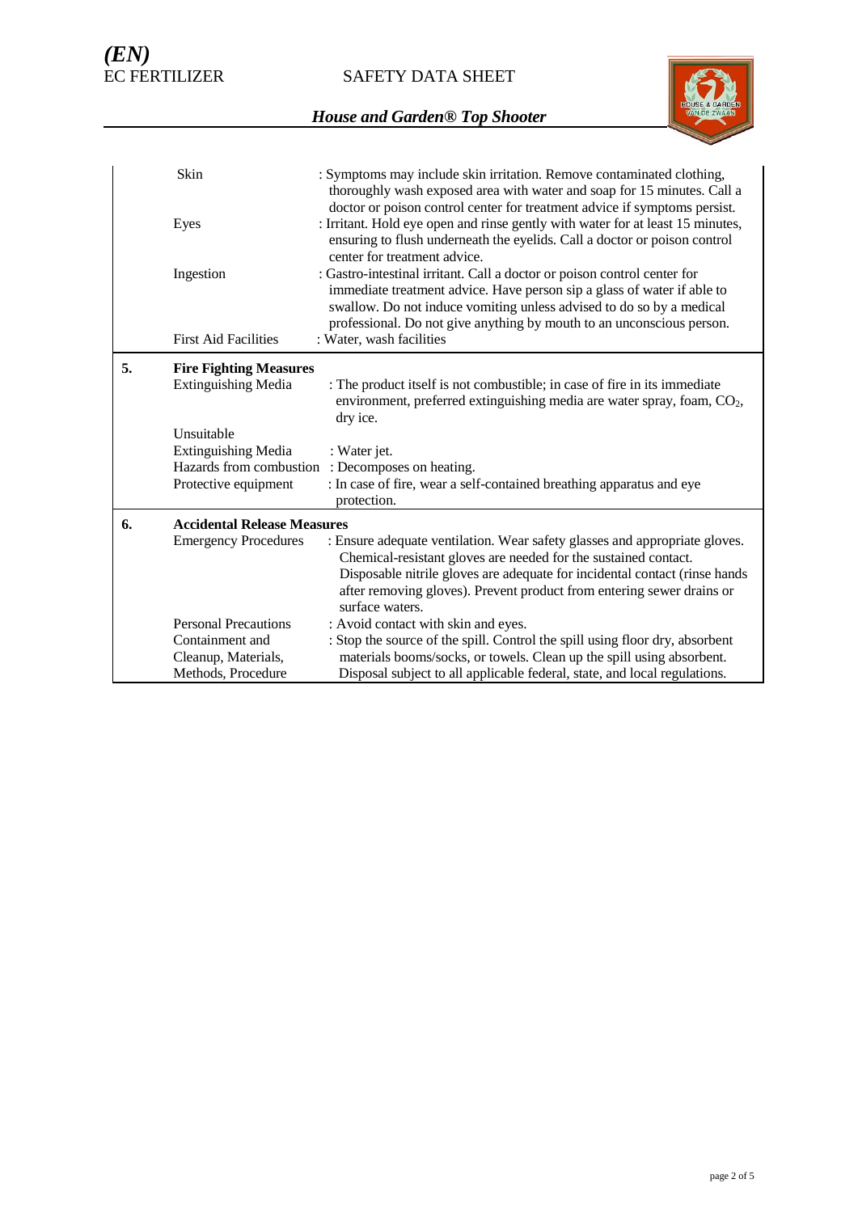| | | |
|---|---|---|
| | Skin | : Symptoms may include skin irritation. Remove contaminated clothing, thoroughly wash exposed area with water and soap for 15 minutes. Call a doctor or poison control center for treatment advice if symptoms persist. |
| | Eyes | : Irritant. Hold eye open and rinse gently with water for at least 15 minutes, ensuring to flush underneath the eyelids. Call a doctor or poison control center for treatment advice. |
| | Ingestion | : Gastro-intestinal irritant. Call a doctor or poison control center for immediate treatment advice. Have person sip a glass of water if able to swallow. Do not induce vomiting unless advised to do so by a medical professional. Do not give anything by mouth to an unconscious person. |
| | First Aid Facilities | : Water, wash facilities |
| **5.** | **Fire Fighting Measures** | |
| | Extinguishing Media | : The product itself is not combustible; in case of fire in its immediate environment, preferred extinguishing media are water spray, foam, $CO_2$, dry ice. |
| | Unsuitable Extinguishing Media | : Water jet. |
| | Hazards from combustion | : Decomposes on heating. |
| | Protective equipment | : In case of fire, wear a self-contained breathing apparatus and eye protection. |
| **6.** | **Accidental Release Measures** | |
| | Emergency Procedures | : Ensure adequate ventilation. Wear safety glasses and appropriate gloves. Chemical-resistant gloves are needed for the sustained contact. Disposable nitrile gloves are adequate for incidental contact (rinse hands after removing gloves). Prevent product from entering sewer drains or surface waters. |
| | Personal Precautions | : Avoid contact with skin and eyes. |
| | Containment and Cleanup, Materials, Methods, Procedure | : Stop the source of the spill. Control the spill using floor dry, absorbent materials booms/socks, or towels. Clean up the spill using absorbent. Disposal subject to all applicable federal, state, and local regulations. |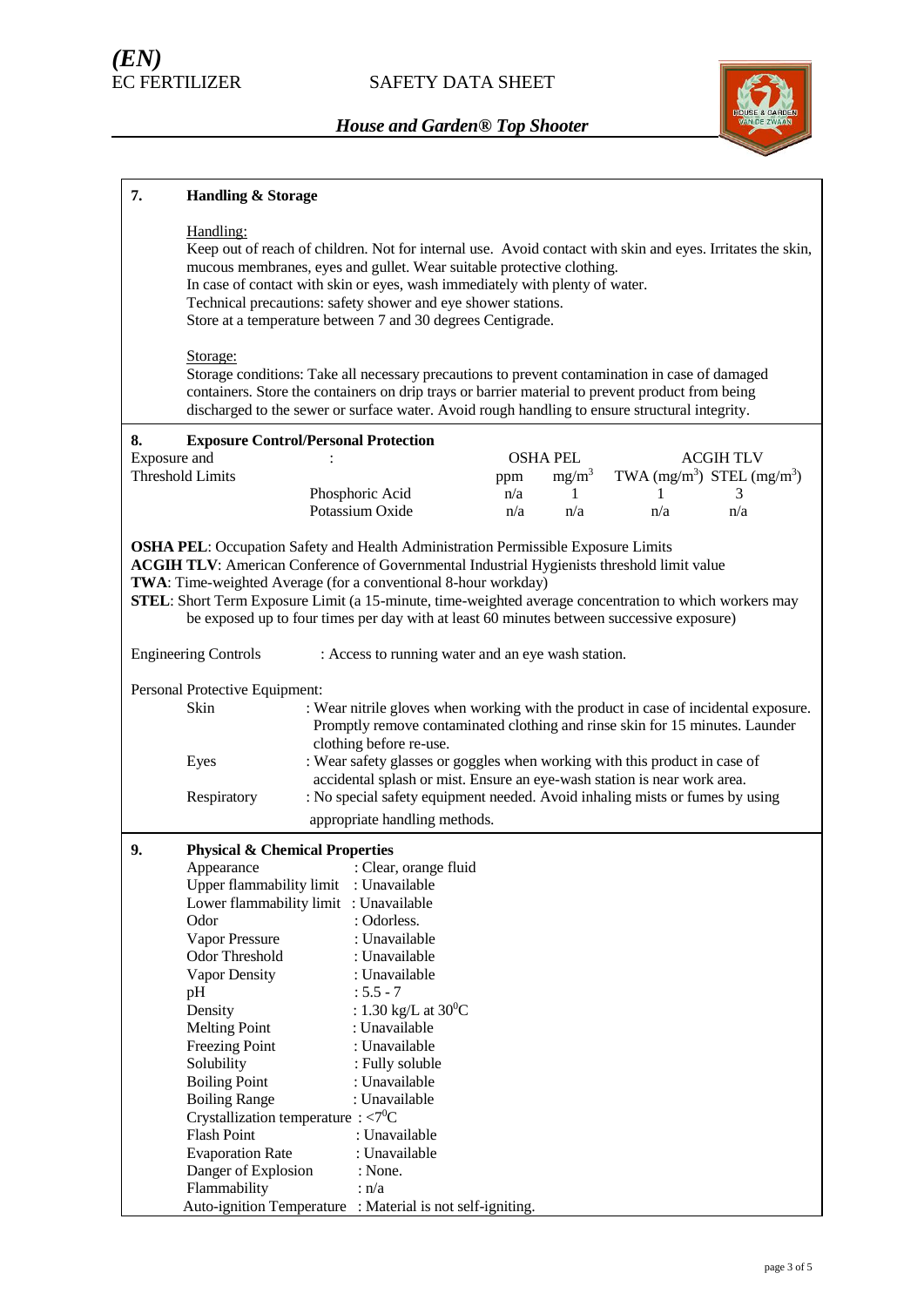## 7. Handling & Storage

Handling:

Keep out of reach of children. Not for internal use. Avoid contact with skin and eyes. Irritates the skin, mucous membranes, eyes and gullet. Wear suitable protective clothing.
In case of contact with skin or eyes, wash immediately with plenty of water.
Technical precautions: safety shower and eye shower stations.
Store at a temperature between 7 and 30 degrees Centigrade.

Storage:

Storage conditions: Take all necessary precautions to prevent contamination in case of damaged containers. Store the containers on drip trays or barrier material to prevent product from being discharged to the sewer or surface water. Avoid rough handling to ensure structural integrity.

## 8. Exposure Control/Personal Protection

Exposure and Threshold Limits :

| | OSHA PEL | | ACGIH TLV | |
|---|---|---|---|---|
| | ppm | $mg/m^3$ | TWA ($mg/m^3$) | STEL ($mg/m^3$) |
| Phosphoric Acid | n/a | 1 | 1 | 3 |
| Potassium Oxide | n/a | n/a | n/a | n/a |

**OSHA PEL**: Occupation Safety and Health Administration Permissible Exposure Limits
**ACGIH TLV**: American Conference of Governmental Industrial Hygienists threshold limit value
**TWA**: Time-weighted Average (for a conventional 8-hour workday)
**STEL**: Short Term Exposure Limit (a 15-minute, time-weighted average concentration to which workers may be exposed up to four times per day with at least 60 minutes between successive exposure)

Engineering Controls : Access to running water and an eye wash station.

Personal Protective Equipment:

- Skin : Wear nitrile gloves when working with the product in case of incidental exposure. Promptly remove contaminated clothing and rinse skin for 15 minutes. Launder clothing before re-use.
- Eyes : Wear safety glasses or goggles when working with this product in case of accidental splash or mist. Ensure an eye-wash station is near work area.
- Respiratory : No special safety equipment needed. Avoid inhaling mists or fumes by using appropriate handling methods.

## 9. Physical & Chemical Properties

- Appearance : Clear, orange fluid
- Upper flammability limit : Unavailable
- Lower flammability limit : Unavailable
- Odor : Odorless.
- Vapor Pressure : Unavailable
- Odor Threshold : Unavailable
- Vapor Density : Unavailable
- pH : 5.5 - 7
- Density : 1.30 kg/L at $30^0$C
- Melting Point : Unavailable
- Freezing Point : Unavailable
- Solubility : Fully soluble
- Boiling Point : Unavailable
- Boiling Range : Unavailable
- Crystallization temperature : $<7^0$C
- Flash Point : Unavailable
- Evaporation Rate : Unavailable
- Danger of Explosion : None.
- Flammability : n/a
- Auto-ignition Temperature : Material is not self-igniting.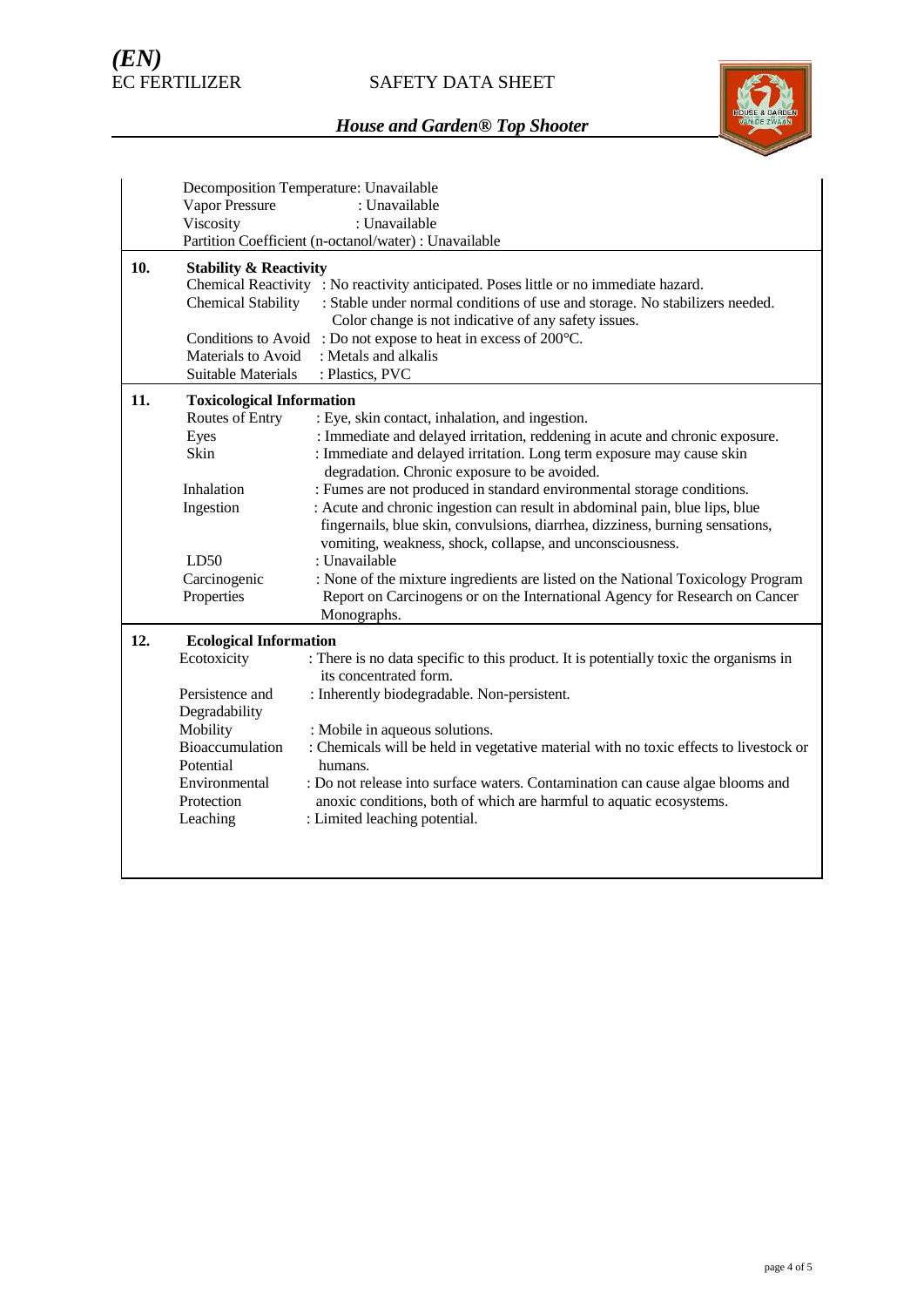Decomposition Temperature: Unavailable
Vapor Pressure : Unavailable
Viscosity : Unavailable
Partition Coefficient (n-octanol/water) : Unavailable

## 10. Stability & Reactivity

| | |
|---|---|
| Chemical Reactivity | : No reactivity anticipated. Poses little or no immediate hazard. |
| Chemical Stability | : Stable under normal conditions of use and storage. No stabilizers needed. Color change is not indicative of any safety issues. |
| Conditions to Avoid | : Do not expose to heat in excess of 200°C. |
| Materials to Avoid | : Metals and alkalis |
| Suitable Materials | : Plastics, PVC |

## 11. Toxicological Information

| | |
|---|---|
| Routes of Entry | : Eye, skin contact, inhalation, and ingestion. |
| Eyes | : Immediate and delayed irritation, reddening in acute and chronic exposure. |
| Skin | : Immediate and delayed irritation. Long term exposure may cause skin degradation. Chronic exposure to be avoided. |
| Inhalation | : Fumes are not produced in standard environmental storage conditions. |
| Ingestion | : Acute and chronic ingestion can result in abdominal pain, blue lips, blue fingernails, blue skin, convulsions, diarrhea, dizziness, burning sensations, vomiting, weakness, shock, collapse, and unconsciousness. |
| LD50 | : Unavailable |
| Carcinogenic Properties | : None of the mixture ingredients are listed on the National Toxicology Program Report on Carcinogens or on the International Agency for Research on Cancer Monographs. |

## 12. Ecological Information

| | |
|---|---|
| Ecotoxicity | : There is no data specific to this product. It is potentially toxic the organisms in its concentrated form. |
| Persistence and Degradability | : Inherently biodegradable. Non-persistent. |
| Mobility | : Mobile in aqueous solutions. |
| Bioaccumulation Potential | : Chemicals will be held in vegetative material with no toxic effects to livestock or humans. |
| Environmental Protection | : Do not release into surface waters. Contamination can cause algae blooms and anoxic conditions, both of which are harmful to aquatic ecosystems. |
| Leaching | : Limited leaching potential. |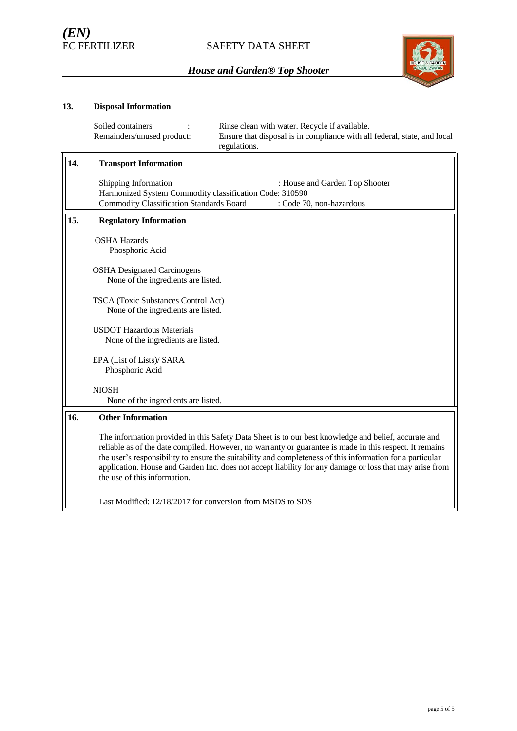## 13. Disposal Information

| | |
|---|---|
| Soiled containers : | Rinse clean with water. Recycle if available. |
| Remainders/unused product: | Ensure that disposal is in compliance with all federal, state, and local regulations. |

## 14. Transport Information

Shipping Information : House and Garden Top Shooter
Harmonized System Commodity classification Code: 310590
Commodity Classification Standards Board : Code 70, non-hazardous

## 15. Regulatory Information

OSHA Hazards
Phosphoric Acid

OSHA Designated Carcinogens
None of the ingredients are listed.

TSCA (Toxic Substances Control Act)
None of the ingredients are listed.

USDOT Hazardous Materials
None of the ingredients are listed.

EPA (List of Lists)/ SARA
Phosphoric Acid

NIOSH
None of the ingredients are listed.

## 16. Other Information

The information provided in this Safety Data Sheet is to our best knowledge and belief, accurate and reliable as of the date compiled. However, no warranty or guarantee is made in this respect. It remains the user's responsibility to ensure the suitability and completeness of this information for a particular application. House and Garden Inc. does not accept liability for any damage or loss that may arise from the use of this information.

Last Modified: 12/18/2017 for conversion from MSDS to SDS